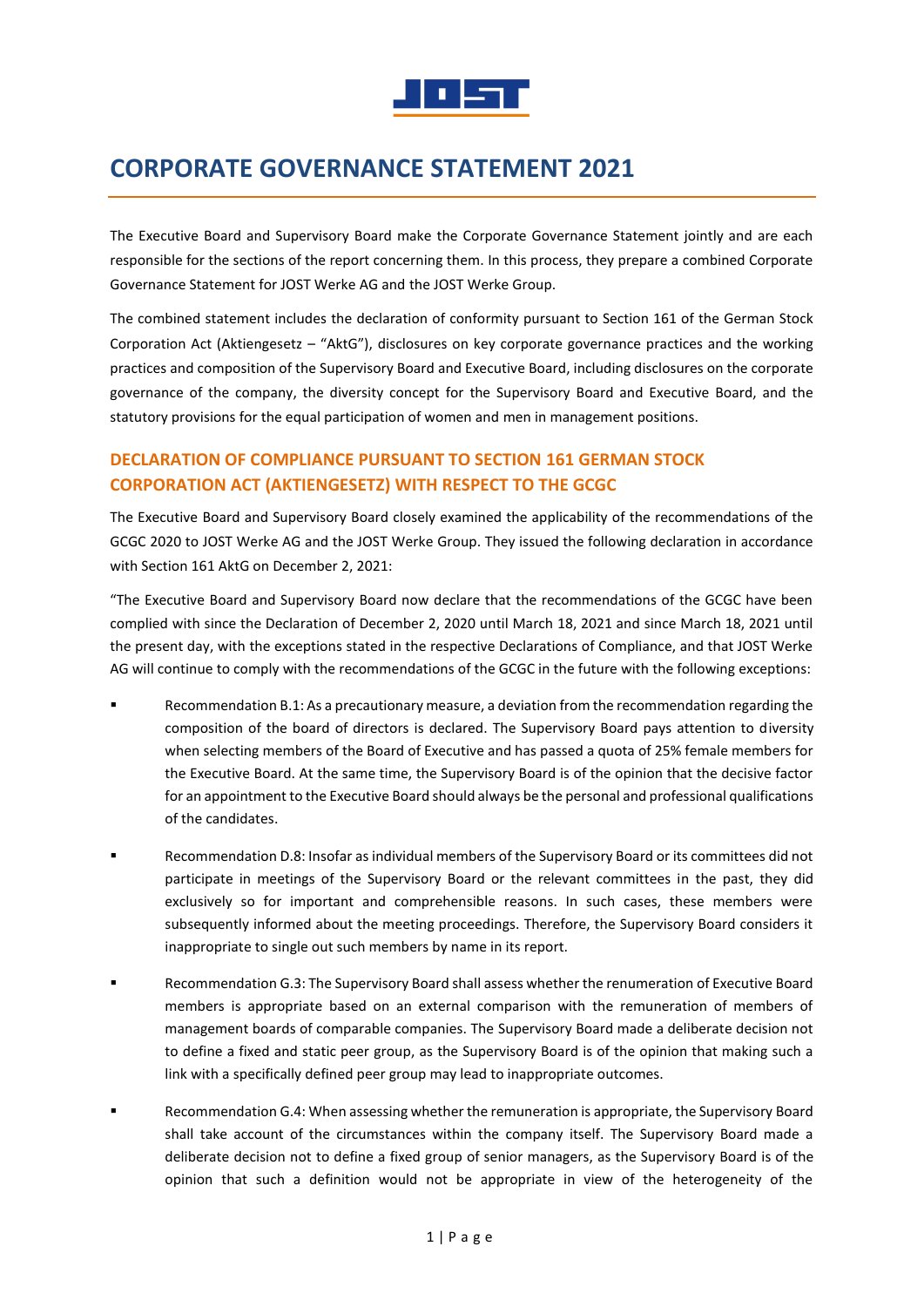# CORPORATE GOVERNANCE STATEMENT 2021

The Executive Board and Supervisory Board make the Corporate Governance Statement jointly and are each responsible for the sections of the report concerning them. In this process, they prepare a combined Corporate Governance Statement for JOST Werke AG and the JOST Werke Group.

The combined statement includes the declaration of conformity pursuant to Section 161 of the German Stock Corporation Act (Aktiengesetz – "AktG"), disclosures on key corporate governance practices and the working practices and composition of the Supervisory Board and Executive Board, including disclosures on the corporate governance of the company, the diversity concept for the Supervisory Board and Executive Board, and the statutory provisions for the equal participation of women and men in management positions.

## DECLARATION OF COMPLIANCE PURSUANT TO SECTION 161 GERMAN STOCK CORPORATION ACT (AKTIENGESETZ) WITH RESPECT TO THE GCGC

The Executive Board and Supervisory Board closely examined the applicability of the recommendations of the GCGC 2020 to JOST Werke AG and the JOST Werke Group. They issued the following declaration in accordance with Section 161 AktG on December 2, 2021:

"The Executive Board and Supervisory Board now declare that the recommendations of the GCGC have been complied with since the Declaration of December 2, 2020 until March 18, 2021 and since March 18, 2021 until the present day, with the exceptions stated in the respective Declarations of Compliance, and that JOST Werke AG will continue to comply with the recommendations of the GCGC in the future with the following exceptions:

- Recommendation B.1: As a precautionary measure, a deviation from the recommendation regarding the composition of the board of directors is declared. The Supervisory Board pays attention to diversity when selecting members of the Board of Executive and has passed a quota of 25% female members for the Executive Board. At the same time, the Supervisory Board is of the opinion that the decisive factor for an appointment to the Executive Board should always be the personal and professional qualifications of the candidates.
- Recommendation D.8: Insofar as individual members of the Supervisory Board or its committees did not participate in meetings of the Supervisory Board or the relevant committees in the past, they did exclusively so for important and comprehensible reasons. In such cases, these members were subsequently informed about the meeting proceedings. Therefore, the Supervisory Board considers it inappropriate to single out such members by name in its report.
- Recommendation G.3: The Supervisory Board shall assess whether the renumeration of Executive Board members is appropriate based on an external comparison with the remuneration of members of management boards of comparable companies. The Supervisory Board made a deliberate decision not to define a fixed and static peer group, as the Supervisory Board is of the opinion that making such a link with a specifically defined peer group may lead to inappropriate outcomes.
- Recommendation G.4: When assessing whether the remuneration is appropriate, the Supervisory Board shall take account of the circumstances within the company itself. The Supervisory Board made a deliberate decision not to define a fixed group of senior managers, as the Supervisory Board is of the opinion that such a definition would not be appropriate in view of the heterogeneity of the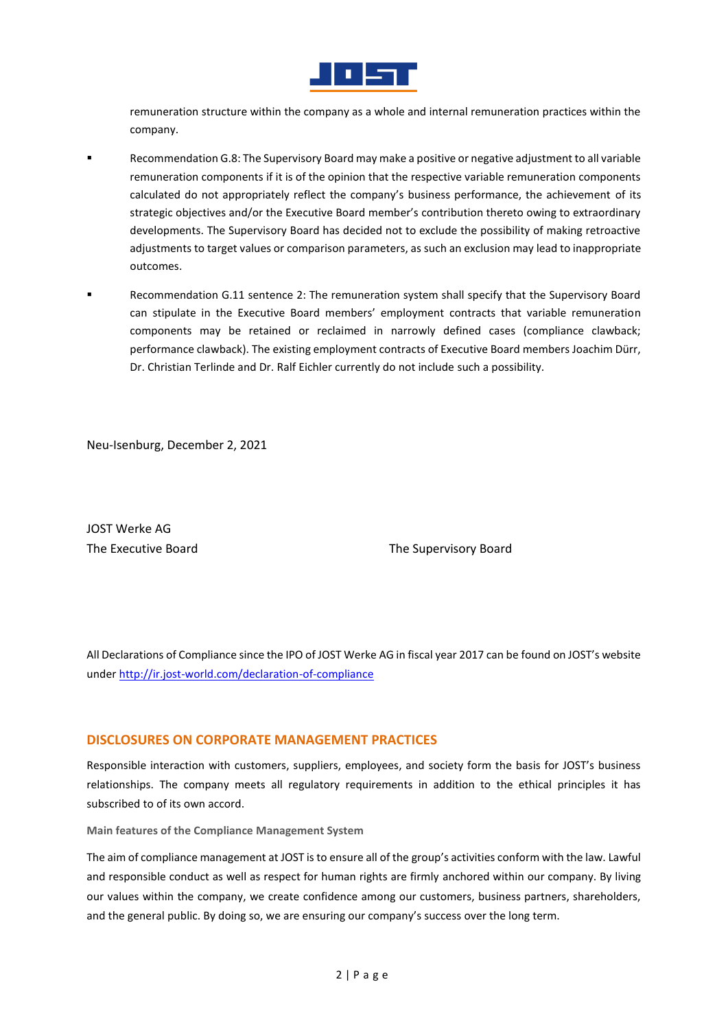remuneration structure within the company as a whole and internal remuneration practices within the company.

- Recommendation G.8: The Supervisory Board may make a positive or negative adjustment to all variable remuneration components if it is of the opinion that the respective variable remuneration components calculated do not appropriately reflect the company's business performance, the achievement of its strategic objectives and/or the Executive Board member's contribution thereto owing to extraordinary developments. The Supervisory Board has decided not to exclude the possibility of making retroactive adjustments to target values or comparison parameters, as such an exclusion may lead to inappropriate outcomes.

- Recommendation G.11 sentence 2: The remuneration system shall specify that the Supervisory Board can stipulate in the Executive Board members' employment contracts that variable remuneration components may be retained or reclaimed in narrowly defined cases (compliance clawback; performance clawback). The existing employment contracts of Executive Board members Joachim Dürr, Dr. Christian Terlinde and Dr. Ralf Eichler currently do not include such a possibility.

Neu-Isenburg, December 2, 2021

JOST Werke AG
The Executive Board

The Supervisory Board

All Declarations of Compliance since the IPO of JOST Werke AG in fiscal year 2017 can be found on JOST's website under http://ir.jost-world.com/declaration-of-compliance

## DISCLOSURES ON CORPORATE MANAGEMENT PRACTICES

Responsible interaction with customers, suppliers, employees, and society form the basis for JOST's business relationships. The company meets all regulatory requirements in addition to the ethical principles it has subscribed to of its own accord.

### Main features of the Compliance Management System

The aim of compliance management at JOST is to ensure all of the group's activities conform with the law. Lawful and responsible conduct as well as respect for human rights are firmly anchored within our company. By living our values within the company, we create confidence among our customers, business partners, shareholders, and the general public. By doing so, we are ensuring our company's success over the long term.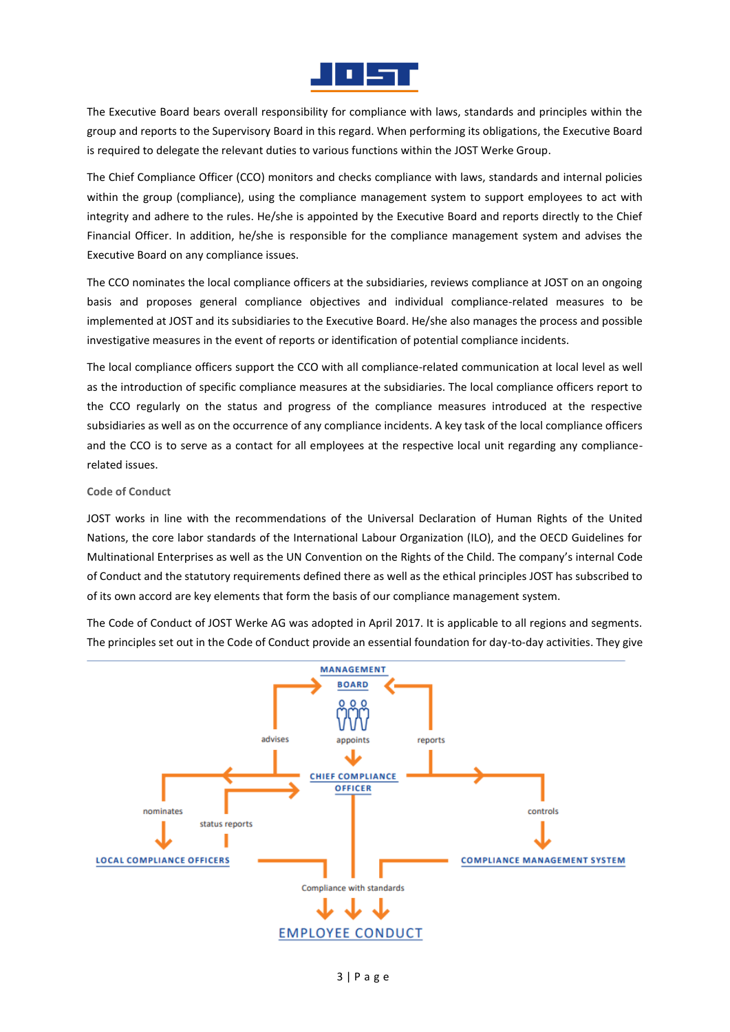The Executive Board bears overall responsibility for compliance with laws, standards and principles within the group and reports to the Supervisory Board in this regard. When performing its obligations, the Executive Board is required to delegate the relevant duties to various functions within the JOST Werke Group.

The Chief Compliance Officer (CCO) monitors and checks compliance with laws, standards and internal policies within the group (compliance), using the compliance management system to support employees to act with integrity and adhere to the rules. He/she is appointed by the Executive Board and reports directly to the Chief Financial Officer. In addition, he/she is responsible for the compliance management system and advises the Executive Board on any compliance issues.

The CCO nominates the local compliance officers at the subsidiaries, reviews compliance at JOST on an ongoing basis and proposes general compliance objectives and individual compliance-related measures to be implemented at JOST and its subsidiaries to the Executive Board. He/she also manages the process and possible investigative measures in the event of reports or identification of potential compliance incidents.

The local compliance officers support the CCO with all compliance-related communication at local level as well as the introduction of specific compliance measures at the subsidiaries. The local compliance officers report to the CCO regularly on the status and progress of the compliance measures introduced at the respective subsidiaries as well as on the occurrence of any compliance incidents. A key task of the local compliance officers and the CCO is to serve as a contact for all employees at the respective local unit regarding any compliance-related issues.

### Code of Conduct

JOST works in line with the recommendations of the Universal Declaration of Human Rights of the United Nations, the core labor standards of the International Labour Organization (ILO), and the OECD Guidelines for Multinational Enterprises as well as the UN Convention on the Rights of the Child. The company's internal Code of Conduct and the statutory requirements defined there as well as the ethical principles JOST has subscribed to of its own accord are key elements that form the basis of our compliance management system.

The Code of Conduct of JOST Werke AG was adopted in April 2017. It is applicable to all regions and segments. The principles set out in the Code of Conduct provide an essential foundation for day-to-day activities. They give

MANAGEMENT BOARD

advises | appoints | reports

CHIEF COMPLIANCE OFFICER

nominates | status reports | controls

LOCAL COMPLIANCE OFFICERS | COMPLIANCE MANAGEMENT SYSTEM

Compliance with standards

EMPLOYEE CONDUCT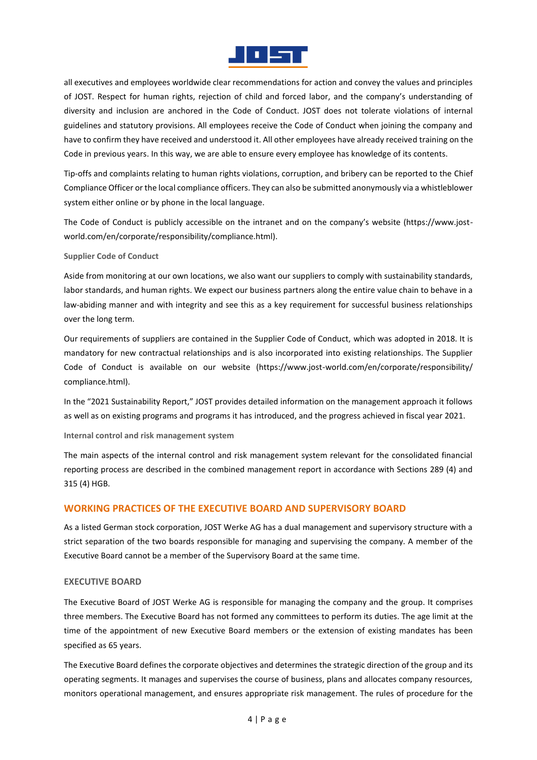all executives and employees worldwide clear recommendations for action and convey the values and principles of JOST. Respect for human rights, rejection of child and forced labor, and the company's understanding of diversity and inclusion are anchored in the Code of Conduct. JOST does not tolerate violations of internal guidelines and statutory provisions. All employees receive the Code of Conduct when joining the company and have to confirm they have received and understood it. All other employees have already received training on the Code in previous years. In this way, we are able to ensure every employee has knowledge of its contents.

Tip-offs and complaints relating to human rights violations, corruption, and bribery can be reported to the Chief Compliance Officer or the local compliance officers. They can also be submitted anonymously via a whistleblower system either online or by phone in the local language.

The Code of Conduct is publicly accessible on the intranet and on the company's website (https://www.jost-world.com/en/corporate/responsibility/compliance.html).

**Supplier Code of Conduct**

Aside from monitoring at our own locations, we also want our suppliers to comply with sustainability standards, labor standards, and human rights. We expect our business partners along the entire value chain to behave in a law-abiding manner and with integrity and see this as a key requirement for successful business relationships over the long term.

Our requirements of suppliers are contained in the Supplier Code of Conduct, which was adopted in 2018. It is mandatory for new contractual relationships and is also incorporated into existing relationships. The Supplier Code of Conduct is available on our website (https://www.jost-world.com/en/corporate/responsibility/compliance.html).

In the "2021 Sustainability Report," JOST provides detailed information on the management approach it follows as well as on existing programs and programs it has introduced, and the progress achieved in fiscal year 2021.

**Internal control and risk management system**

The main aspects of the internal control and risk management system relevant for the consolidated financial reporting process are described in the combined management report in accordance with Sections 289 (4) and 315 (4) HGB.

## WORKING PRACTICES OF THE EXECUTIVE BOARD AND SUPERVISORY BOARD

As a listed German stock corporation, JOST Werke AG has a dual management and supervisory structure with a strict separation of the two boards responsible for managing and supervising the company. A member of the Executive Board cannot be a member of the Supervisory Board at the same time.

### EXECUTIVE BOARD

The Executive Board of JOST Werke AG is responsible for managing the company and the group. It comprises three members. The Executive Board has not formed any committees to perform its duties. The age limit at the time of the appointment of new Executive Board members or the extension of existing mandates has been specified as 65 years.

The Executive Board defines the corporate objectives and determines the strategic direction of the group and its operating segments. It manages and supervises the course of business, plans and allocates company resources, monitors operational management, and ensures appropriate risk management. The rules of procedure for the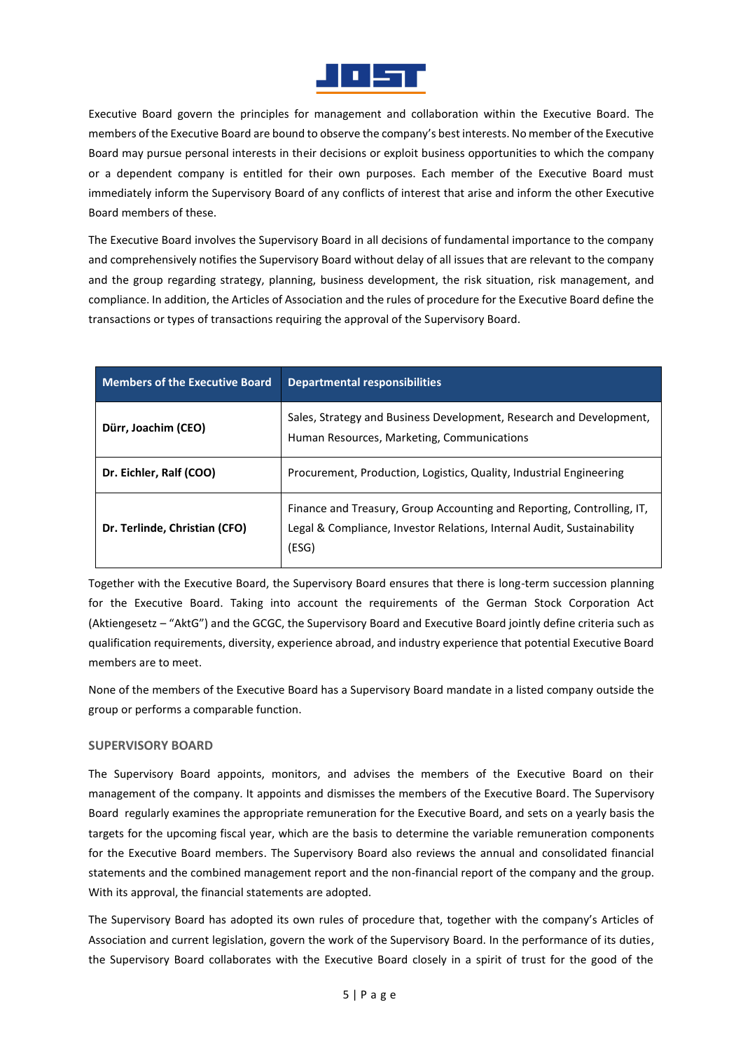Executive Board govern the principles for management and collaboration within the Executive Board. The members of the Executive Board are bound to observe the company's best interests. No member of the Executive Board may pursue personal interests in their decisions or exploit business opportunities to which the company or a dependent company is entitled for their own purposes. Each member of the Executive Board must immediately inform the Supervisory Board of any conflicts of interest that arise and inform the other Executive Board members of these.

The Executive Board involves the Supervisory Board in all decisions of fundamental importance to the company and comprehensively notifies the Supervisory Board without delay of all issues that are relevant to the company and the group regarding strategy, planning, business development, the risk situation, risk management, and compliance. In addition, the Articles of Association and the rules of procedure for the Executive Board define the transactions or types of transactions requiring the approval of the Supervisory Board.

| Members of the Executive Board | Departmental responsibilities |
|---|---|
| **Dürr, Joachim (CEO)** | Sales, Strategy and Business Development, Research and Development, Human Resources, Marketing, Communications |
| **Dr. Eichler, Ralf (COO)** | Procurement, Production, Logistics, Quality, Industrial Engineering |
| **Dr. Terlinde, Christian (CFO)** | Finance and Treasury, Group Accounting and Reporting, Controlling, IT, Legal & Compliance, Investor Relations, Internal Audit, Sustainability (ESG) |

Together with the Executive Board, the Supervisory Board ensures that there is long-term succession planning for the Executive Board. Taking into account the requirements of the German Stock Corporation Act (Aktiengesetz – "AktG") and the GCGC, the Supervisory Board and Executive Board jointly define criteria such as qualification requirements, diversity, experience abroad, and industry experience that potential Executive Board members are to meet.

None of the members of the Executive Board has a Supervisory Board mandate in a listed company outside the group or performs a comparable function.

## SUPERVISORY BOARD

The Supervisory Board appoints, monitors, and advises the members of the Executive Board on their management of the company. It appoints and dismisses the members of the Executive Board. The Supervisory Board regularly examines the appropriate remuneration for the Executive Board, and sets on a yearly basis the targets for the upcoming fiscal year, which are the basis to determine the variable remuneration components for the Executive Board members. The Supervisory Board also reviews the annual and consolidated financial statements and the combined management report and the non-financial report of the company and the group. With its approval, the financial statements are adopted.

The Supervisory Board has adopted its own rules of procedure that, together with the company's Articles of Association and current legislation, govern the work of the Supervisory Board. In the performance of its duties, the Supervisory Board collaborates with the Executive Board closely in a spirit of trust for the good of the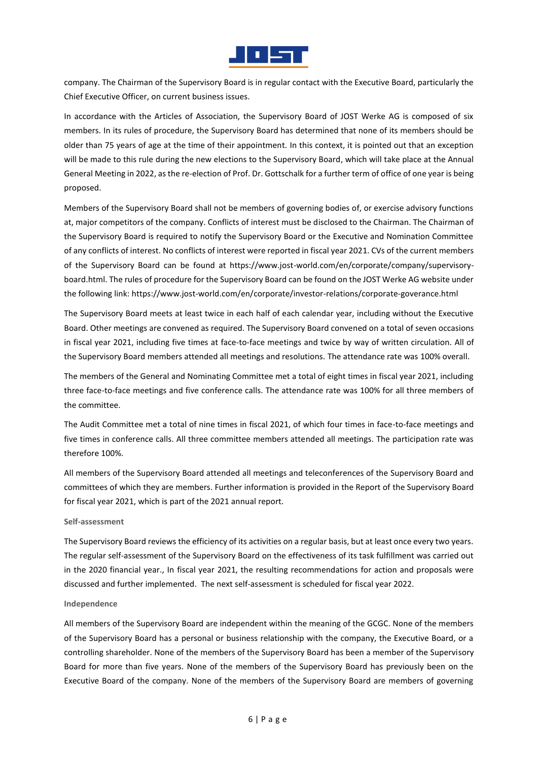company. The Chairman of the Supervisory Board is in regular contact with the Executive Board, particularly the Chief Executive Officer, on current business issues.

In accordance with the Articles of Association, the Supervisory Board of JOST Werke AG is composed of six members. In its rules of procedure, the Supervisory Board has determined that none of its members should be older than 75 years of age at the time of their appointment. In this context, it is pointed out that an exception will be made to this rule during the new elections to the Supervisory Board, which will take place at the Annual General Meeting in 2022, as the re-election of Prof. Dr. Gottschalk for a further term of office of one year is being proposed.

Members of the Supervisory Board shall not be members of governing bodies of, or exercise advisory functions at, major competitors of the company. Conflicts of interest must be disclosed to the Chairman. The Chairman of the Supervisory Board is required to notify the Supervisory Board or the Executive and Nomination Committee of any conflicts of interest. No conflicts of interest were reported in fiscal year 2021. CVs of the current members of the Supervisory Board can be found at https://www.jost-world.com/en/corporate/company/supervisory-board.html. The rules of procedure for the Supervisory Board can be found on the JOST Werke AG website under the following link: https://www.jost-world.com/en/corporate/investor-relations/corporate-goverance.html

The Supervisory Board meets at least twice in each half of each calendar year, including without the Executive Board. Other meetings are convened as required. The Supervisory Board convened on a total of seven occasions in fiscal year 2021, including five times at face-to-face meetings and twice by way of written circulation. All of the Supervisory Board members attended all meetings and resolutions. The attendance rate was 100% overall.

The members of the General and Nominating Committee met a total of eight times in fiscal year 2021, including three face-to-face meetings and five conference calls. The attendance rate was 100% for all three members of the committee.

The Audit Committee met a total of nine times in fiscal 2021, of which four times in face-to-face meetings and five times in conference calls. All three committee members attended all meetings. The participation rate was therefore 100%.

All members of the Supervisory Board attended all meetings and teleconferences of the Supervisory Board and committees of which they are members. Further information is provided in the Report of the Supervisory Board for fiscal year 2021, which is part of the 2021 annual report.

#### Self-assessment

The Supervisory Board reviews the efficiency of its activities on a regular basis, but at least once every two years. The regular self-assessment of the Supervisory Board on the effectiveness of its task fulfillment was carried out in the 2020 financial year., In fiscal year 2021, the resulting recommendations for action and proposals were discussed and further implemented. The next self-assessment is scheduled for fiscal year 2022.

#### Independence

All members of the Supervisory Board are independent within the meaning of the GCGC. None of the members of the Supervisory Board has a personal or business relationship with the company, the Executive Board, or a controlling shareholder. None of the members of the Supervisory Board has been a member of the Supervisory Board for more than five years. None of the members of the Supervisory Board has previously been on the Executive Board of the company. None of the members of the Supervisory Board are members of governing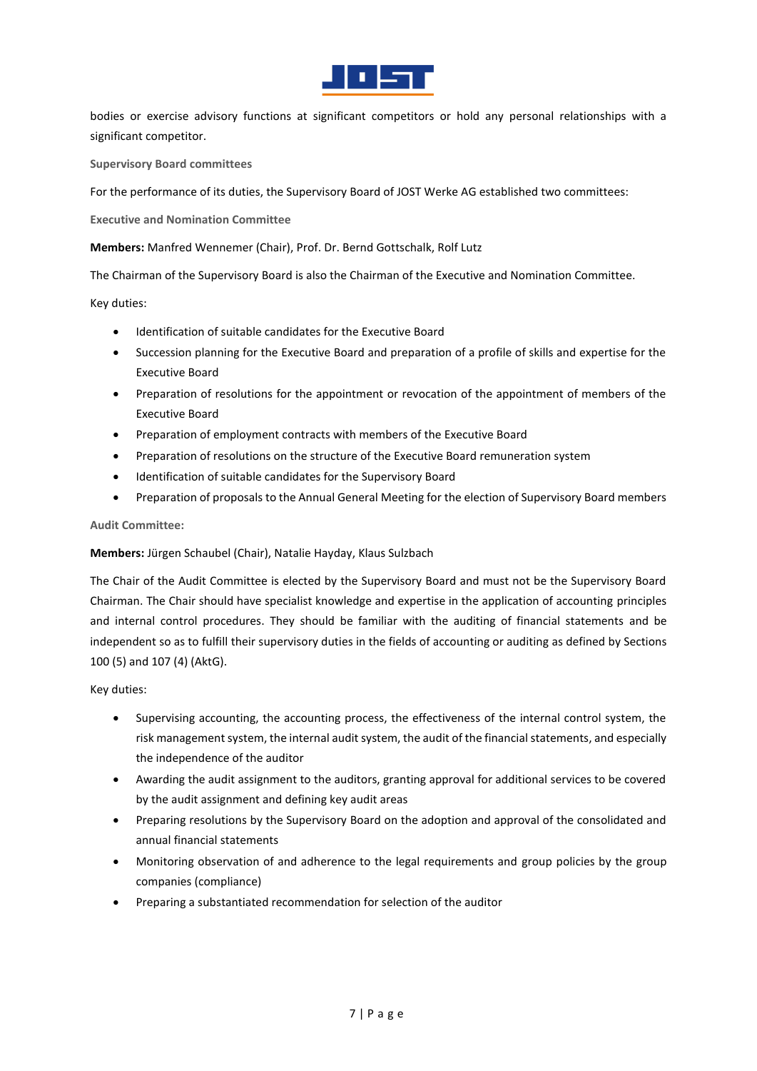bodies or exercise advisory functions at significant competitors or hold any personal relationships with a significant competitor.

### Supervisory Board committees

For the performance of its duties, the Supervisory Board of JOST Werke AG established two committees:

### Executive and Nomination Committee

**Members:** Manfred Wennemer (Chair), Prof. Dr. Bernd Gottschalk, Rolf Lutz

The Chairman of the Supervisory Board is also the Chairman of the Executive and Nomination Committee.

Key duties:

- Identification of suitable candidates for the Executive Board
- Succession planning for the Executive Board and preparation of a profile of skills and expertise for the Executive Board
- Preparation of resolutions for the appointment or revocation of the appointment of members of the Executive Board
- Preparation of employment contracts with members of the Executive Board
- Preparation of resolutions on the structure of the Executive Board remuneration system
- Identification of suitable candidates for the Supervisory Board
- Preparation of proposals to the Annual General Meeting for the election of Supervisory Board members

### Audit Committee:

**Members:** Jürgen Schaubel (Chair), Natalie Hayday, Klaus Sulzbach

The Chair of the Audit Committee is elected by the Supervisory Board and must not be the Supervisory Board Chairman. The Chair should have specialist knowledge and expertise in the application of accounting principles and internal control procedures. They should be familiar with the auditing of financial statements and be independent so as to fulfill their supervisory duties in the fields of accounting or auditing as defined by Sections 100 (5) and 107 (4) (AktG).

Key duties:

- Supervising accounting, the accounting process, the effectiveness of the internal control system, the risk management system, the internal audit system, the audit of the financial statements, and especially the independence of the auditor
- Awarding the audit assignment to the auditors, granting approval for additional services to be covered by the audit assignment and defining key audit areas
- Preparing resolutions by the Supervisory Board on the adoption and approval of the consolidated and annual financial statements
- Monitoring observation of and adherence to the legal requirements and group policies by the group companies (compliance)
- Preparing a substantiated recommendation for selection of the auditor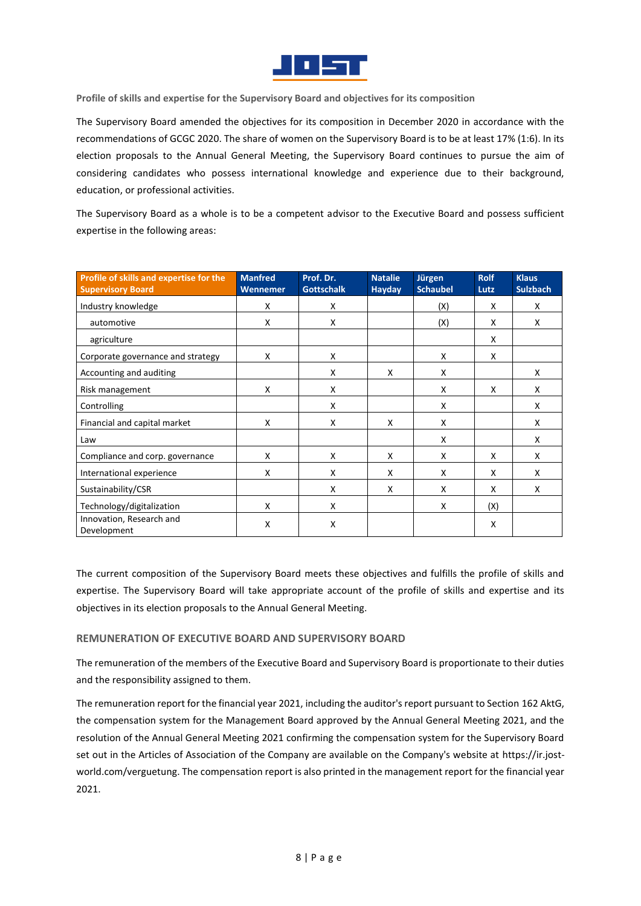### Profile of skills and expertise for the Supervisory Board and objectives for its composition

The Supervisory Board amended the objectives for its composition in December 2020 in accordance with the recommendations of GCGC 2020. The share of women on the Supervisory Board is to be at least 17% (1:6). In its election proposals to the Annual General Meeting, the Supervisory Board continues to pursue the aim of considering candidates who possess international knowledge and experience due to their background, education, or professional activities.

The Supervisory Board as a whole is to be a competent advisor to the Executive Board and possess sufficient expertise in the following areas:

| Profile of skills and expertise for the Supervisory Board | Manfred Wennemer | Prof. Dr. Gottschalk | Natalie Hayday | Jürgen Schaubel | Rolf Lutz | Klaus Sulzbach |
|---|---|---|---|---|---|---|
| Industry knowledge | X | X | | (X) | X | X |
| automotive | X | X | | (X) | X | X |
| agriculture | | | | | X | |
| Corporate governance and strategy | X | X | | X | X | |
| Accounting and auditing | | X | X | X | | X |
| Risk management | X | X | | X | X | X |
| Controlling | | X | | X | | X |
| Financial and capital market | X | X | X | X | | X |
| Law | | | | X | | X |
| Compliance and corp. governance | X | X | X | X | X | X |
| International experience | X | X | X | X | X | X |
| Sustainability/CSR | | X | X | X | X | X |
| Technology/digitalization | X | X | | X | (X) | |
| Innovation, Research and Development | X | X | | | X | |

The current composition of the Supervisory Board meets these objectives and fulfills the profile of skills and expertise. The Supervisory Board will take appropriate account of the profile of skills and expertise and its objectives in its election proposals to the Annual General Meeting.

## REMUNERATION OF EXECUTIVE BOARD AND SUPERVISORY BOARD

The remuneration of the members of the Executive Board and Supervisory Board is proportionate to their duties and the responsibility assigned to them.

The remuneration report for the financial year 2021, including the auditor's report pursuant to Section 162 AktG, the compensation system for the Management Board approved by the Annual General Meeting 2021, and the resolution of the Annual General Meeting 2021 confirming the compensation system for the Supervisory Board set out in the Articles of Association of the Company are available on the Company's website at https://ir.jost-world.com/verguetung. The compensation report is also printed in the management report for the financial year 2021.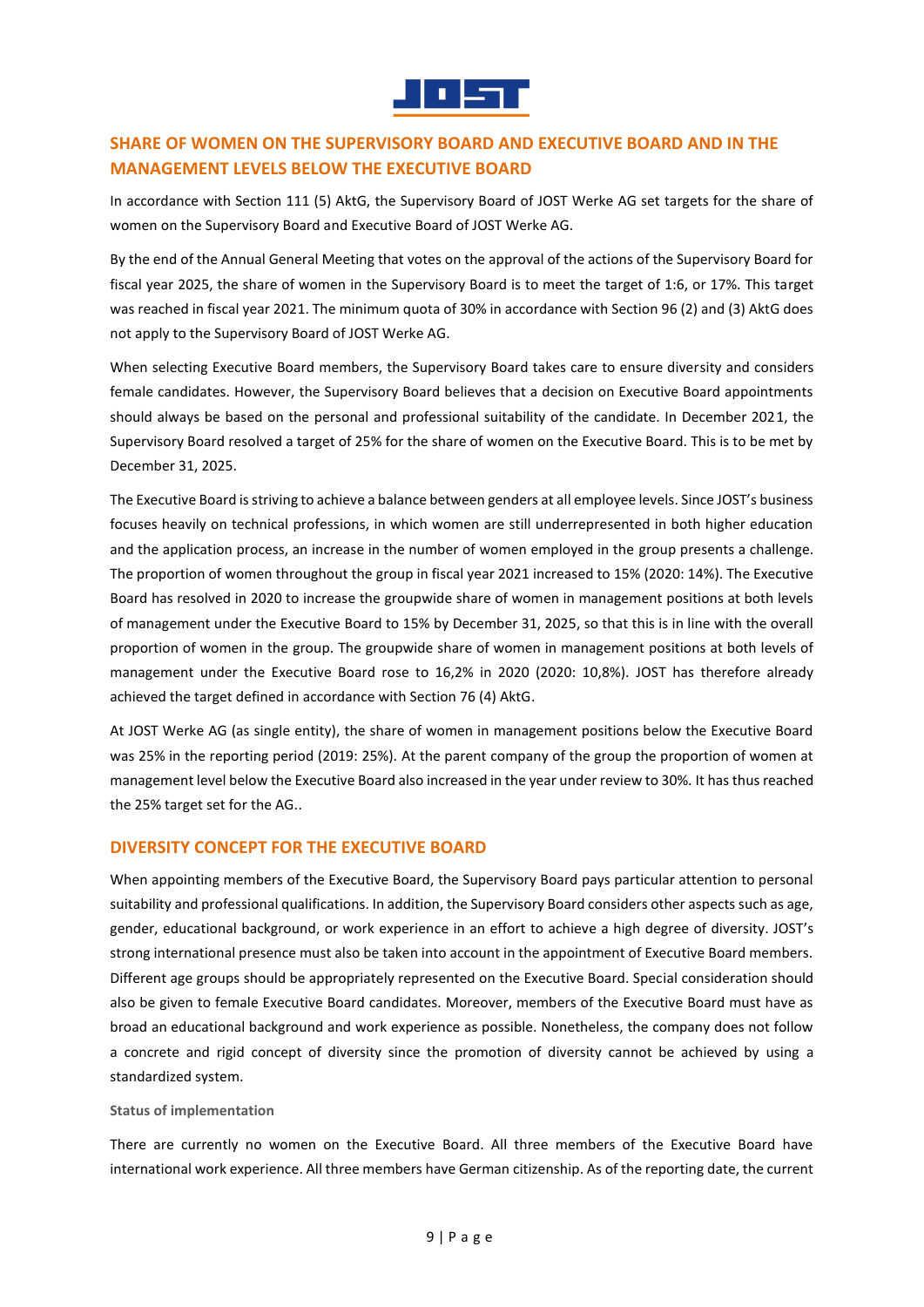## SHARE OF WOMEN ON THE SUPERVISORY BOARD AND EXECUTIVE BOARD AND IN THE MANAGEMENT LEVELS BELOW THE EXECUTIVE BOARD

In accordance with Section 111 (5) AktG, the Supervisory Board of JOST Werke AG set targets for the share of women on the Supervisory Board and Executive Board of JOST Werke AG.

By the end of the Annual General Meeting that votes on the approval of the actions of the Supervisory Board for fiscal year 2025, the share of women in the Supervisory Board is to meet the target of 1:6, or 17%. This target was reached in fiscal year 2021. The minimum quota of 30% in accordance with Section 96 (2) and (3) AktG does not apply to the Supervisory Board of JOST Werke AG.

When selecting Executive Board members, the Supervisory Board takes care to ensure diversity and considers female candidates. However, the Supervisory Board believes that a decision on Executive Board appointments should always be based on the personal and professional suitability of the candidate. In December 2021, the Supervisory Board resolved a target of 25% for the share of women on the Executive Board. This is to be met by December 31, 2025.

The Executive Board is striving to achieve a balance between genders at all employee levels. Since JOST's business focuses heavily on technical professions, in which women are still underrepresented in both higher education and the application process, an increase in the number of women employed in the group presents a challenge. The proportion of women throughout the group in fiscal year 2021 increased to 15% (2020: 14%). The Executive Board has resolved in 2020 to increase the groupwide share of women in management positions at both levels of management under the Executive Board to 15% by December 31, 2025, so that this is in line with the overall proportion of women in the group. The groupwide share of women in management positions at both levels of management under the Executive Board rose to 16,2% in 2020 (2020: 10,8%). JOST has therefore already achieved the target defined in accordance with Section 76 (4) AktG.

At JOST Werke AG (as single entity), the share of women in management positions below the Executive Board was 25% in the reporting period (2019: 25%). At the parent company of the group the proportion of women at management level below the Executive Board also increased in the year under review to 30%. It has thus reached the 25% target set for the AG..

## DIVERSITY CONCEPT FOR THE EXECUTIVE BOARD

When appointing members of the Executive Board, the Supervisory Board pays particular attention to personal suitability and professional qualifications. In addition, the Supervisory Board considers other aspects such as age, gender, educational background, or work experience in an effort to achieve a high degree of diversity. JOST's strong international presence must also be taken into account in the appointment of Executive Board members. Different age groups should be appropriately represented on the Executive Board. Special consideration should also be given to female Executive Board candidates. Moreover, members of the Executive Board must have as broad an educational background and work experience as possible. Nonetheless, the company does not follow a concrete and rigid concept of diversity since the promotion of diversity cannot be achieved by using a standardized system.

#### Status of implementation

There are currently no women on the Executive Board. All three members of the Executive Board have international work experience. All three members have German citizenship. As of the reporting date, the current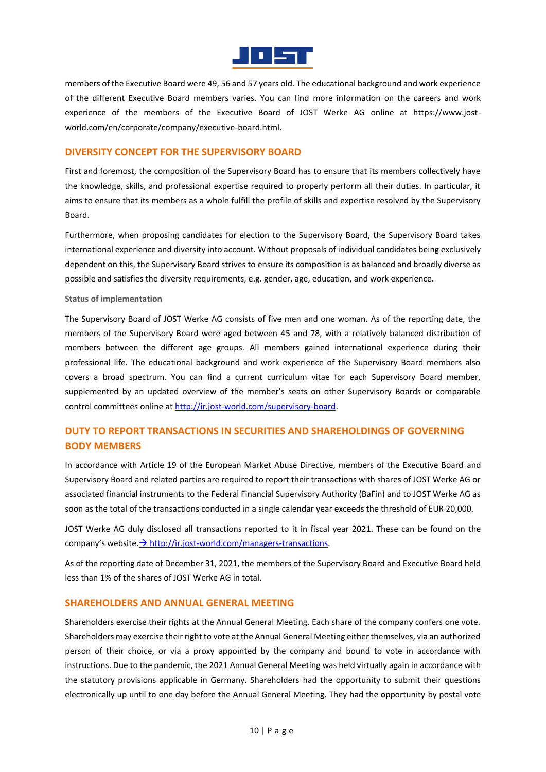members of the Executive Board were 49, 56 and 57 years old. The educational background and work experience of the different Executive Board members varies. You can find more information on the careers and work experience of the members of the Executive Board of JOST Werke AG online at https://www.jost-world.com/en/corporate/company/executive-board.html.

## DIVERSITY CONCEPT FOR THE SUPERVISORY BOARD

First and foremost, the composition of the Supervisory Board has to ensure that its members collectively have the knowledge, skills, and professional expertise required to properly perform all their duties. In particular, it aims to ensure that its members as a whole fulfill the profile of skills and expertise resolved by the Supervisory Board.

Furthermore, when proposing candidates for election to the Supervisory Board, the Supervisory Board takes international experience and diversity into account. Without proposals of individual candidates being exclusively dependent on this, the Supervisory Board strives to ensure its composition is as balanced and broadly diverse as possible and satisfies the diversity requirements, e.g. gender, age, education, and work experience.

#### Status of implementation

The Supervisory Board of JOST Werke AG consists of five men and one woman. As of the reporting date, the members of the Supervisory Board were aged between 45 and 78, with a relatively balanced distribution of members between the different age groups. All members gained international experience during their professional life. The educational background and work experience of the Supervisory Board members also covers a broad spectrum. You can find a current curriculum vitae for each Supervisory Board member, supplemented by an updated overview of the member's seats on other Supervisory Boards or comparable control committees online at http://ir.jost-world.com/supervisory-board.

## DUTY TO REPORT TRANSACTIONS IN SECURITIES AND SHAREHOLDINGS OF GOVERNING BODY MEMBERS

In accordance with Article 19 of the European Market Abuse Directive, members of the Executive Board and Supervisory Board and related parties are required to report their transactions with shares of JOST Werke AG or associated financial instruments to the Federal Financial Supervisory Authority (BaFin) and to JOST Werke AG as soon as the total of the transactions conducted in a single calendar year exceeds the threshold of EUR 20,000.

JOST Werke AG duly disclosed all transactions reported to it in fiscal year 2021. These can be found on the company's website. → http://ir.jost-world.com/managers-transactions.

As of the reporting date of December 31, 2021, the members of the Supervisory Board and Executive Board held less than 1% of the shares of JOST Werke AG in total.

## SHAREHOLDERS AND ANNUAL GENERAL MEETING

Shareholders exercise their rights at the Annual General Meeting. Each share of the company confers one vote. Shareholders may exercise their right to vote at the Annual General Meeting either themselves, via an authorized person of their choice, or via a proxy appointed by the company and bound to vote in accordance with instructions. Due to the pandemic, the 2021 Annual General Meeting was held virtually again in accordance with the statutory provisions applicable in Germany. Shareholders had the opportunity to submit their questions electronically up until to one day before the Annual General Meeting. They had the opportunity by postal vote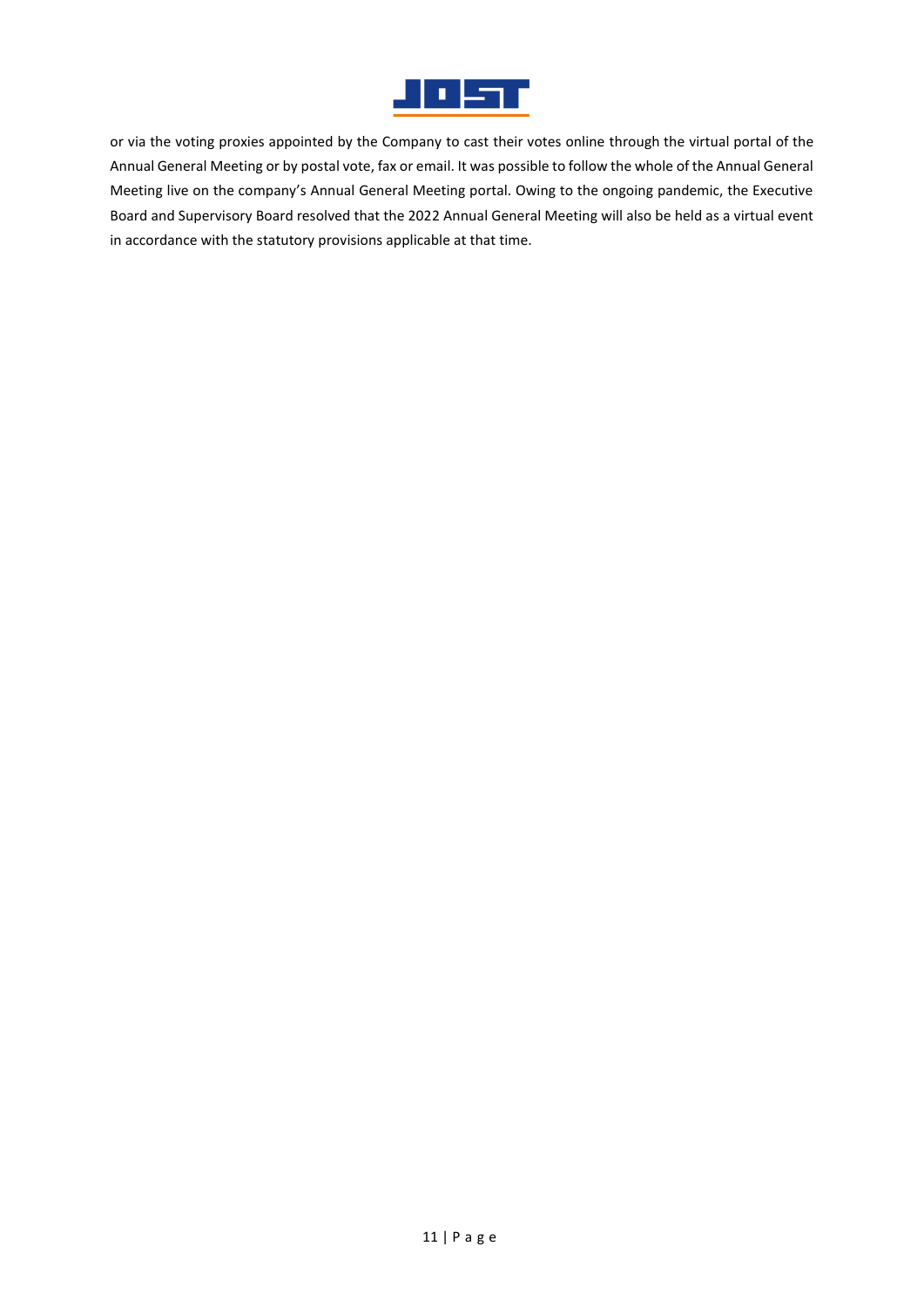or via the voting proxies appointed by the Company to cast their votes online through the virtual portal of the Annual General Meeting or by postal vote, fax or email. It was possible to follow the whole of the Annual General Meeting live on the company's Annual General Meeting portal. Owing to the ongoing pandemic, the Executive Board and Supervisory Board resolved that the 2022 Annual General Meeting will also be held as a virtual event in accordance with the statutory provisions applicable at that time.